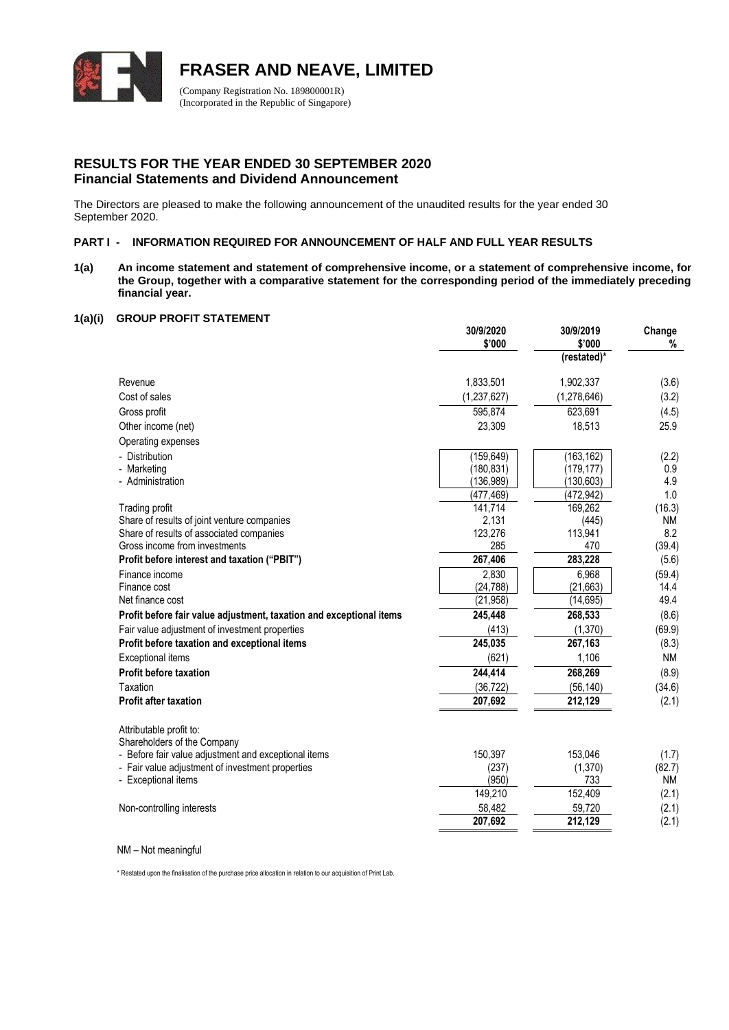# FRASER AND NEAVE, LIMITED

(Company Registration No. 189800001R)
(Incorporated in the Republic of Singapore)

## RESULTS FOR THE YEAR ENDED 30 SEPTEMBER 2020
### Financial Statements and Dividend Announcement

The Directors are pleased to make the following announcement of the unaudited results for the year ended 30 September 2020.

**PART I - INFORMATION REQUIRED FOR ANNOUNCEMENT OF HALF AND FULL YEAR RESULTS**

**1(a) An income statement and statement of comprehensive income, or a statement of comprehensive income, for the Group, together with a comparative statement for the corresponding period of the immediately preceding financial year.**

**1(a)(i) GROUP PROFIT STATEMENT**

| | 30/9/2020 $'000 | 30/9/2019 $'000 (restated)* | Change % |
|---|---|---|---|
| Revenue | 1,833,501 | 1,902,337 | (3.6) |
| Cost of sales | (1,237,627) | (1,278,646) | (3.2) |
| Gross profit | 595,874 | 623,691 | (4.5) |
| Other income (net) | 23,309 | 18,513 | 25.9 |
| Operating expenses | | | |
| - Distribution | (159,649) | (163,162) | (2.2) |
| - Marketing | (180,831) | (179,177) | 0.9 |
| - Administration | (136,989) | (130,603) | 4.9 |
| | (477,469) | (472,942) | 1.0 |
| Trading profit | 141,714 | 169,262 | (16.3) |
| Share of results of joint venture companies | 2,131 | (445) | NM |
| Share of results of associated companies | 123,276 | 113,941 | 8.2 |
| Gross income from investments | 285 | 470 | (39.4) |
| **Profit before interest and taxation ("PBIT")** | **267,406** | **283,228** | (5.6) |
| Finance income | 2,830 | 6,968 | (59.4) |
| Finance cost | (24,788) | (21,663) | 14.4 |
| Net finance cost | (21,958) | (14,695) | 49.4 |
| **Profit before fair value adjustment, taxation and exceptional items** | **245,448** | **268,533** | (8.6) |
| Fair value adjustment of investment properties | (413) | (1,370) | (69.9) |
| **Profit before taxation and exceptional items** | **245,035** | **267,163** | (8.3) |
| Exceptional items | (621) | 1,106 | NM |
| **Profit before taxation** | **244,414** | **268,269** | (8.9) |
| Taxation | (36,722) | (56,140) | (34.6) |
| **Profit after taxation** | **207,692** | **212,129** | (2.1) |
| | | | |
| Attributable profit to: | | | |
| Shareholders of the Company | | | |
| - Before fair value adjustment and exceptional items | 150,397 | 153,046 | (1.7) |
| - Fair value adjustment of investment properties | (237) | (1,370) | (82.7) |
| - Exceptional items | (950) | 733 | NM |
| | 149,210 | 152,409 | (2.1) |
| Non-controlling interests | 58,482 | 59,720 | (2.1) |
| | **207,692** | **212,129** | (2.1) |

NM – Not meaningful

\* Restated upon the finalisation of the purchase price allocation in relation to our acquisition of Print Lab.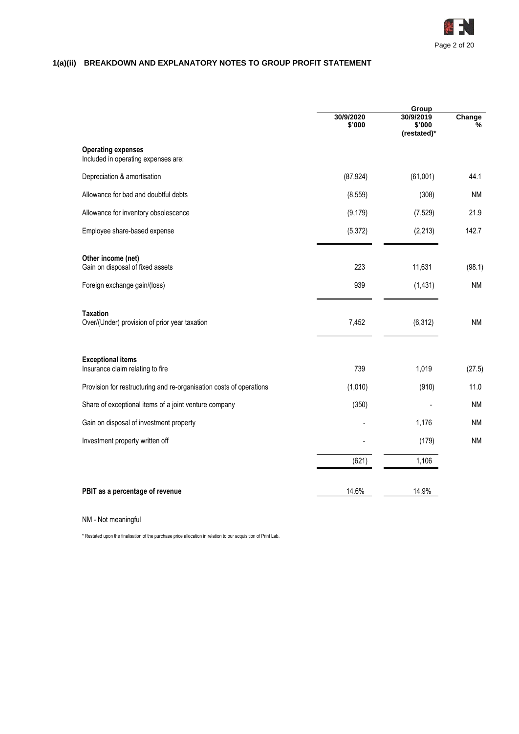## 1(a)(ii) BREAKDOWN AND EXPLANATORY NOTES TO GROUP PROFIT STATEMENT

| | Group | | |
|---|---|---|---|
| | 30/9/2020 $'000 | 30/9/2019 $'000 (restated)* | Change % |
| **Operating expenses** | | | |
| Included in operating expenses are: | | | |
| Depreciation & amortisation | (87,924) | (61,001) | 44.1 |
| Allowance for bad and doubtful debts | (8,559) | (308) | NM |
| Allowance for inventory obsolescence | (9,179) | (7,529) | 21.9 |
| Employee share-based expense | (5,372) | (2,213) | 142.7 |
| **Other income (net)** | | | |
| Gain on disposal of fixed assets | 223 | 11,631 | (98.1) |
| Foreign exchange gain/(loss) | 939 | (1,431) | NM |
| **Taxation** | | | |
| Over/(Under) provision of prior year taxation | 7,452 | (6,312) | NM |
| **Exceptional items** | | | |
| Insurance claim relating to fire | 739 | 1,019 | (27.5) |
| Provision for restructuring and re-organisation costs of operations | (1,010) | (910) | 11.0 |
| Share of exceptional items of a joint venture company | (350) | - | NM |
| Gain on disposal of investment property | - | 1,176 | NM |
| Investment property written off | - | (179) | NM |
| | (621) | 1,106 | |
| **PBIT as a percentage of revenue** | 14.6% | 14.9% | |

NM - Not meaningful

\* Restated upon the finalisation of the purchase price allocation in relation to our acquisition of Print Lab.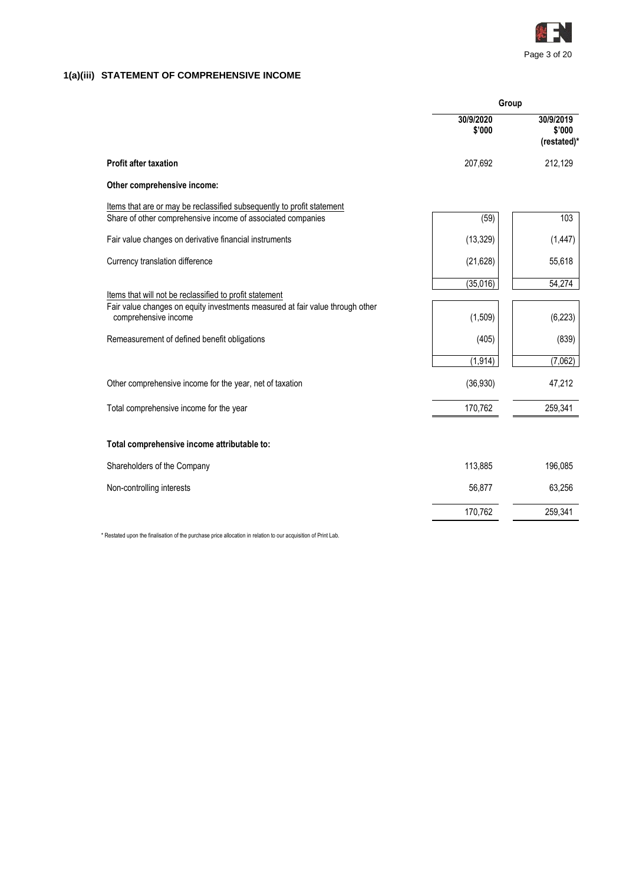## 1(a)(iii) STATEMENT OF COMPREHENSIVE INCOME

| | Group | |
|---|---|---|
| | 30/9/2020 $'000 | 30/9/2019 $'000 (restated)* |
| **Profit after taxation** | 207,692 | 212,129 |
| **Other comprehensive income:** | | |
| Items that are or may be reclassified subsequently to profit statement | | |
| Share of other comprehensive income of associated companies | (59) | 103 |
| Fair value changes on derivative financial instruments | (13,329) | (1,447) |
| Currency translation difference | (21,628) | 55,618 |
| | (35,016) | 54,274 |
| Items that will not be reclassified to profit statement | | |
| Fair value changes on equity investments measured at fair value through other comprehensive income | (1,509) | (6,223) |
| Remeasurement of defined benefit obligations | (405) | (839) |
| | (1,914) | (7,062) |
| Other comprehensive income for the year, net of taxation | (36,930) | 47,212 |
| Total comprehensive income for the year | 170,762 | 259,341 |
| **Total comprehensive income attributable to:** | | |
| Shareholders of the Company | 113,885 | 196,085 |
| Non-controlling interests | 56,877 | 63,256 |
| | 170,762 | 259,341 |

\* Restated upon the finalisation of the purchase price allocation in relation to our acquisition of Print Lab.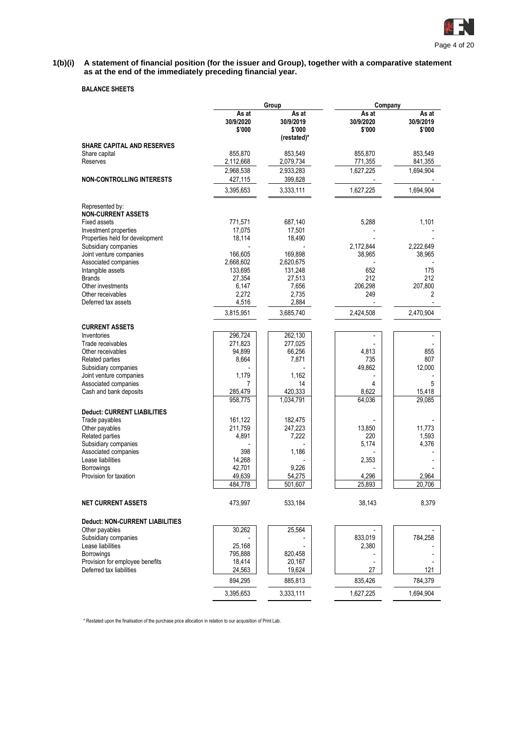**1(b)(i) A statement of financial position (for the issuer and Group), together with a comparative statement as at the end of the immediately preceding financial year.**

**BALANCE SHEETS**

| | Group | | Company | |
|---|---|---|---|---|
| | As at 30/9/2020 $'000 | As at 30/9/2019 $'000 (restated)* | As at 30/9/2020 $'000 | As at 30/9/2019 $'000 |
| **SHARE CAPITAL AND RESERVES** | | | | |
| Share capital | 855,870 | 853,549 | 855,870 | 853,549 |
| Reserves | 2,112,668 | 2,079,734 | 771,355 | 841,355 |
| | 2,968,538 | 2,933,283 | 1,627,225 | 1,694,904 |
| **NON-CONTROLLING INTERESTS** | 427,115 | 399,828 | - | - |
| | 3,395,653 | 3,333,111 | 1,627,225 | 1,694,904 |
| Represented by: | | | | |
| **NON-CURRENT ASSETS** | | | | |
| Fixed assets | 771,571 | 687,140 | 5,288 | 1,101 |
| Investment properties | 17,075 | 17,501 | - | - |
| Properties held for development | 18,114 | 18,490 | - | - |
| Subsidiary companies | - | - | 2,172,844 | 2,222,649 |
| Joint venture companies | 166,605 | 169,898 | 38,965 | 38,965 |
| Associated companies | 2,668,602 | 2,620,675 | - | - |
| Intangible assets | 133,695 | 131,248 | 652 | 175 |
| Brands | 27,354 | 27,513 | 212 | 212 |
| Other investments | 6,147 | 7,656 | 206,298 | 207,800 |
| Other receivables | 2,272 | 2,735 | 249 | 2 |
| Deferred tax assets | 4,516 | 2,884 | - | - |
| | 3,815,951 | 3,685,740 | 2,424,508 | 2,470,904 |
| **CURRENT ASSETS** | | | | |
| Inventories | 296,724 | 262,130 | - | - |
| Trade receivables | 271,823 | 277,025 | - | - |
| Other receivables | 94,899 | 66,256 | 4,813 | 855 |
| Related parties | 8,664 | 7,871 | 735 | 807 |
| Subsidiary companies | - | - | 49,862 | 12,000 |
| Joint venture companies | 1,179 | 1,162 | - | - |
| Associated companies | 7 | 14 | 4 | 5 |
| Cash and bank deposits | 285,479 | 420,333 | 8,622 | 15,418 |
| | 958,775 | 1,034,791 | 64,036 | 29,085 |
| **Deduct: CURRENT LIABILITIES** | | | | |
| Trade payables | 161,122 | 182,475 | - | - |
| Other payables | 211,759 | 247,223 | 13,850 | 11,773 |
| Related parties | 4,891 | 7,222 | 220 | 1,593 |
| Subsidiary companies | - | - | 5,174 | 4,376 |
| Associated companies | 398 | 1,186 | - | - |
| Lease liabilities | 14,268 | - | 2,353 | - |
| Borrowings | 42,701 | 9,226 | - | - |
| Provision for taxation | 49,639 | 54,275 | 4,296 | 2,964 |
| | 484,778 | 501,607 | 25,893 | 20,706 |
| **NET CURRENT ASSETS** | 473,997 | 533,184 | 38,143 | 8,379 |
| **Deduct: NON-CURRENT LIABILITIES** | | | | |
| Other payables | 30,262 | 25,564 | - | - |
| Subsidiary companies | - | - | 833,019 | 784,258 |
| Lease liabilities | 25,168 | - | 2,380 | - |
| Borrowings | 795,888 | 820,458 | - | - |
| Provision for employee benefits | 18,414 | 20,167 | - | - |
| Deferred tax liabilities | 24,563 | 19,624 | 27 | 121 |
| | 894,295 | 885,813 | 835,426 | 784,379 |
| | 3,395,653 | 3,333,111 | 1,627,225 | 1,694,904 |

\* Restated upon the finalisation of the purchase price allocation in relation to our acquisition of Print Lab.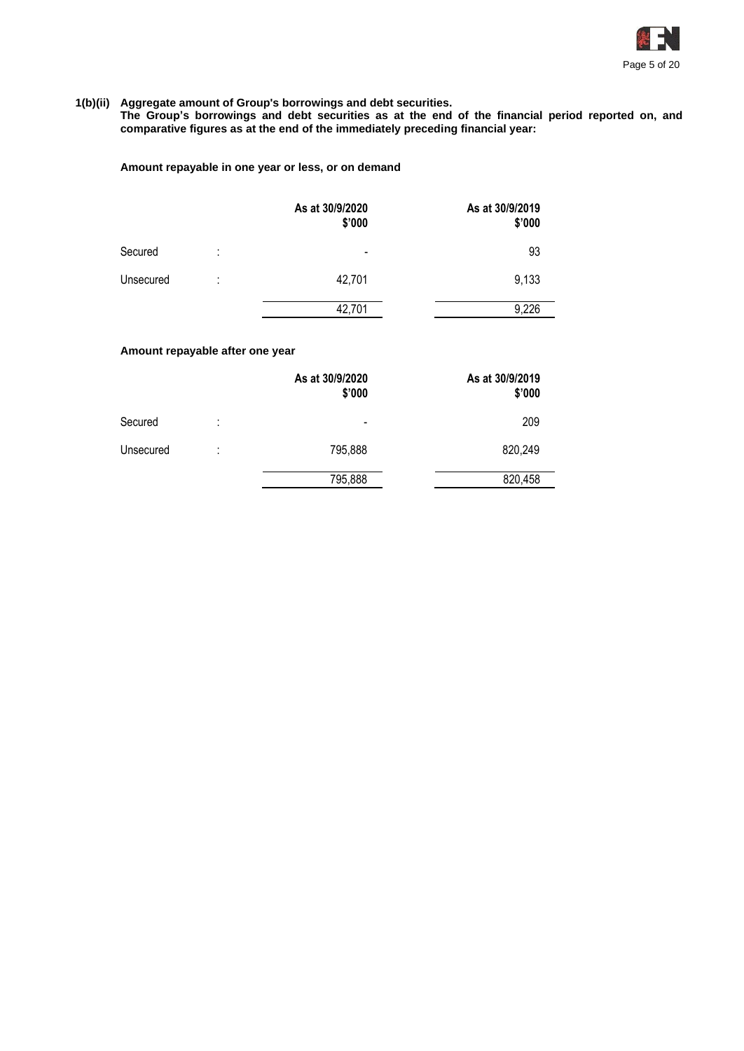**1(b)(ii) Aggregate amount of Group's borrowings and debt securities.**
**The Group's borrowings and debt securities as at the end of the financial period reported on, and comparative figures as at the end of the immediately preceding financial year:**

**Amount repayable in one year or less, or on demand**

| | | As at 30/9/2020 $'000 | As at 30/9/2019 $'000 |
|---|---|---|---|
| Secured | : | - | 93 |
| Unsecured | : | 42,701 | 9,133 |
| | | 42,701 | 9,226 |

**Amount repayable after one year**

| | | As at 30/9/2020 $'000 | As at 30/9/2019 $'000 |
|---|---|---|---|
| Secured | : | - | 209 |
| Unsecured | : | 795,888 | 820,249 |
| | | 795,888 | 820,458 |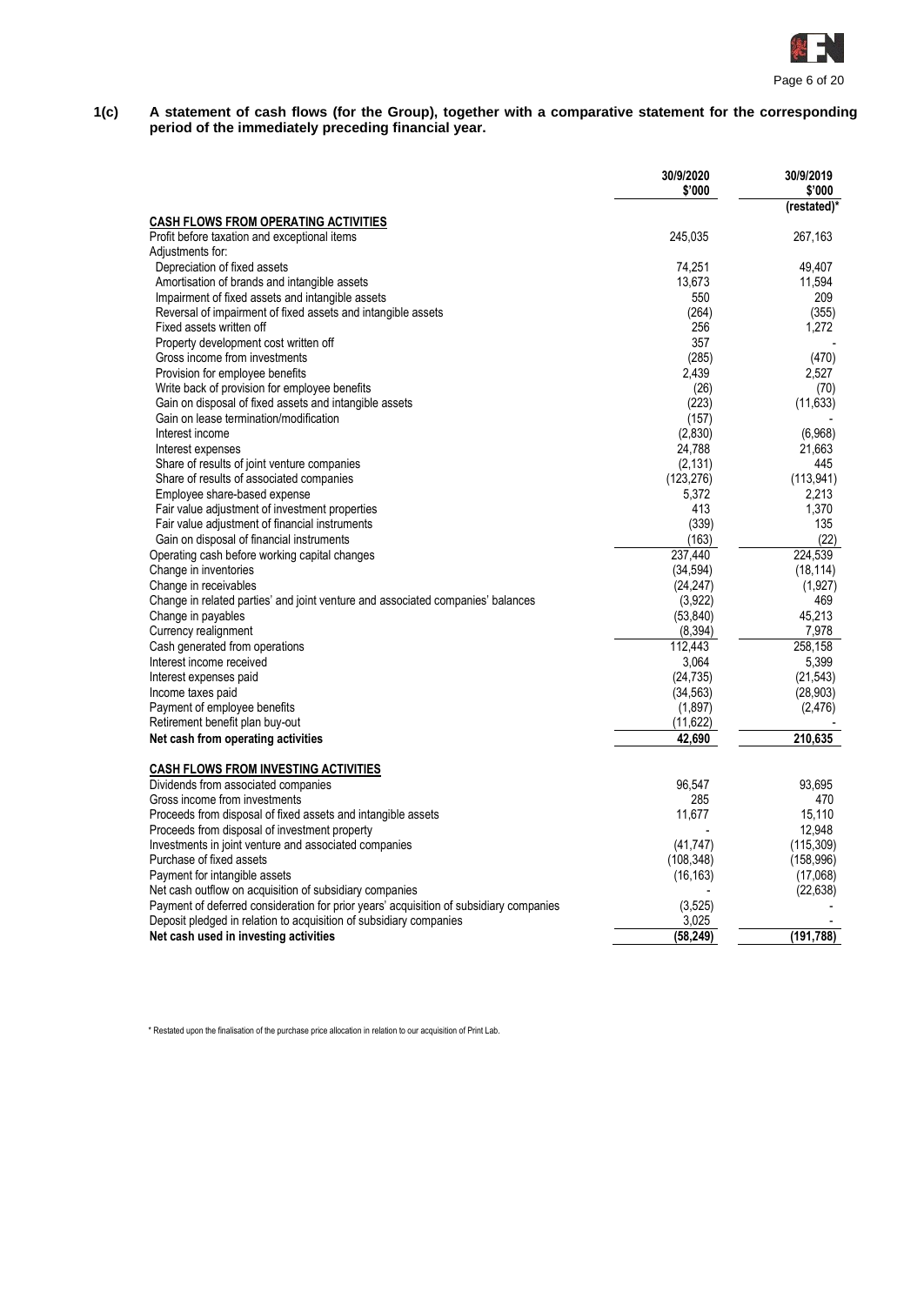**1(c) A statement of cash flows (for the Group), together with a comparative statement for the corresponding period of the immediately preceding financial year.**

| | 30/9/2020<br>$'000 | 30/9/2019<br>$'000<br>(restated)* |
|---|---|---|
| **CASH FLOWS FROM OPERATING ACTIVITIES** | | |
| Profit before taxation and exceptional items | 245,035 | 267,163 |
| Adjustments for: | | |
| Depreciation of fixed assets | 74,251 | 49,407 |
| Amortisation of brands and intangible assets | 13,673 | 11,594 |
| Impairment of fixed assets and intangible assets | 550 | 209 |
| Reversal of impairment of fixed assets and intangible assets | (264) | (355) |
| Fixed assets written off | 256 | 1,272 |
| Property development cost written off | 357 | - |
| Gross income from investments | (285) | (470) |
| Provision for employee benefits | 2,439 | 2,527 |
| Write back of provision for employee benefits | (26) | (70) |
| Gain on disposal of fixed assets and intangible assets | (223) | (11,633) |
| Gain on lease termination/modification | (157) | - |
| Interest income | (2,830) | (6,968) |
| Interest expenses | 24,788 | 21,663 |
| Share of results of joint venture companies | (2,131) | 445 |
| Share of results of associated companies | (123,276) | (113,941) |
| Employee share-based expense | 5,372 | 2,213 |
| Fair value adjustment of investment properties | 413 | 1,370 |
| Fair value adjustment of financial instruments | (339) | 135 |
| Gain on disposal of financial instruments | (163) | (22) |
| Operating cash before working capital changes | 237,440 | 224,539 |
| Change in inventories | (34,594) | (18,114) |
| Change in receivables | (24,247) | (1,927) |
| Change in related parties' and joint venture and associated companies' balances | (3,922) | 469 |
| Change in payables | (53,840) | 45,213 |
| Currency realignment | (8,394) | 7,978 |
| Cash generated from operations | 112,443 | 258,158 |
| Interest income received | 3,064 | 5,399 |
| Interest expenses paid | (24,735) | (21,543) |
| Income taxes paid | (34,563) | (28,903) |
| Payment of employee benefits | (1,897) | (2,476) |
| Retirement benefit plan buy-out | (11,622) | - |
| **Net cash from operating activities** | **42,690** | **210,635** |
| | | |
| **CASH FLOWS FROM INVESTING ACTIVITIES** | | |
| Dividends from associated companies | 96,547 | 93,695 |
| Gross income from investments | 285 | 470 |
| Proceeds from disposal of fixed assets and intangible assets | 11,677 | 15,110 |
| Proceeds from disposal of investment property | - | 12,948 |
| Investments in joint venture and associated companies | (41,747) | (115,309) |
| Purchase of fixed assets | (108,348) | (158,996) |
| Payment for intangible assets | (16,163) | (17,068) |
| Net cash outflow on acquisition of subsidiary companies | - | (22,638) |
| Payment of deferred consideration for prior years' acquisition of subsidiary companies | (3,525) | - |
| Deposit pledged in relation to acquisition of subsidiary companies | 3,025 | - |
| **Net cash used in investing activities** | **(58,249)** | **(191,788)** |

\* Restated upon the finalisation of the purchase price allocation in relation to our acquisition of Print Lab.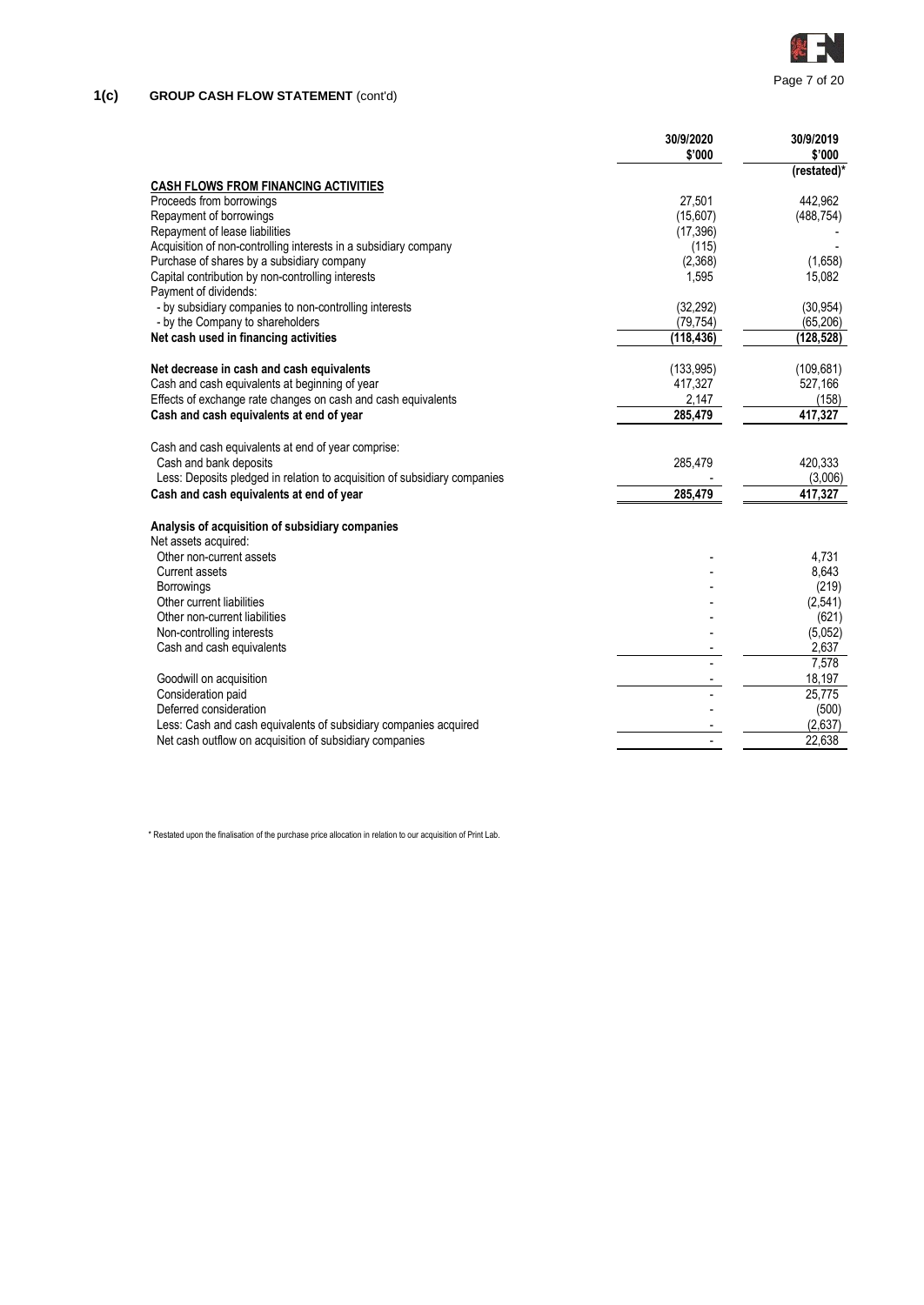## 1(c) GROUP CASH FLOW STATEMENT (cont'd)

| | 30/9/2020 | 30/9/2019 |
|---|---|---|
| | $'000 | $'000 |
| | | (restated)* |
| **CASH FLOWS FROM FINANCING ACTIVITIES** | | |
| Proceeds from borrowings | 27,501 | 442,962 |
| Repayment of borrowings | (15,607) | (488,754) |
| Repayment of lease liabilities | (17,396) | - |
| Acquisition of non-controlling interests in a subsidiary company | (115) | - |
| Purchase of shares by a subsidiary company | (2,368) | (1,658) |
| Capital contribution by non-controlling interests | 1,595 | 15,082 |
| Payment of dividends: | | |
| - by subsidiary companies to non-controlling interests | (32,292) | (30,954) |
| - by the Company to shareholders | (79,754) | (65,206) |
| **Net cash used in financing activities** | **(118,436)** | **(128,528)** |
| | | |
| **Net decrease in cash and cash equivalents** | (133,995) | (109,681) |
| Cash and cash equivalents at beginning of year | 417,327 | 527,166 |
| Effects of exchange rate changes on cash and cash equivalents | 2,147 | (158) |
| **Cash and cash equivalents at end of year** | **285,479** | **417,327** |
| | | |
| Cash and cash equivalents at end of year comprise: | | |
| Cash and bank deposits | 285,479 | 420,333 |
| Less: Deposits pledged in relation to acquisition of subsidiary companies | - | (3,006) |
| **Cash and cash equivalents at end of year** | **285,479** | **417,327** |
| | | |
| **Analysis of acquisition of subsidiary companies** | | |
| Net assets acquired: | | |
| Other non-current assets | - | 4,731 |
| Current assets | - | 8,643 |
| Borrowings | - | (219) |
| Other current liabilities | - | (2,541) |
| Other non-current liabilities | - | (621) |
| Non-controlling interests | - | (5,052) |
| Cash and cash equivalents | - | 2,637 |
| | - | 7,578 |
| Goodwill on acquisition | - | 18,197 |
| Consideration paid | - | 25,775 |
| Deferred consideration | - | (500) |
| Less: Cash and cash equivalents of subsidiary companies acquired | - | (2,637) |
| Net cash outflow on acquisition of subsidiary companies | - | 22,638 |

\* Restated upon the finalisation of the purchase price allocation in relation to our acquisition of Print Lab.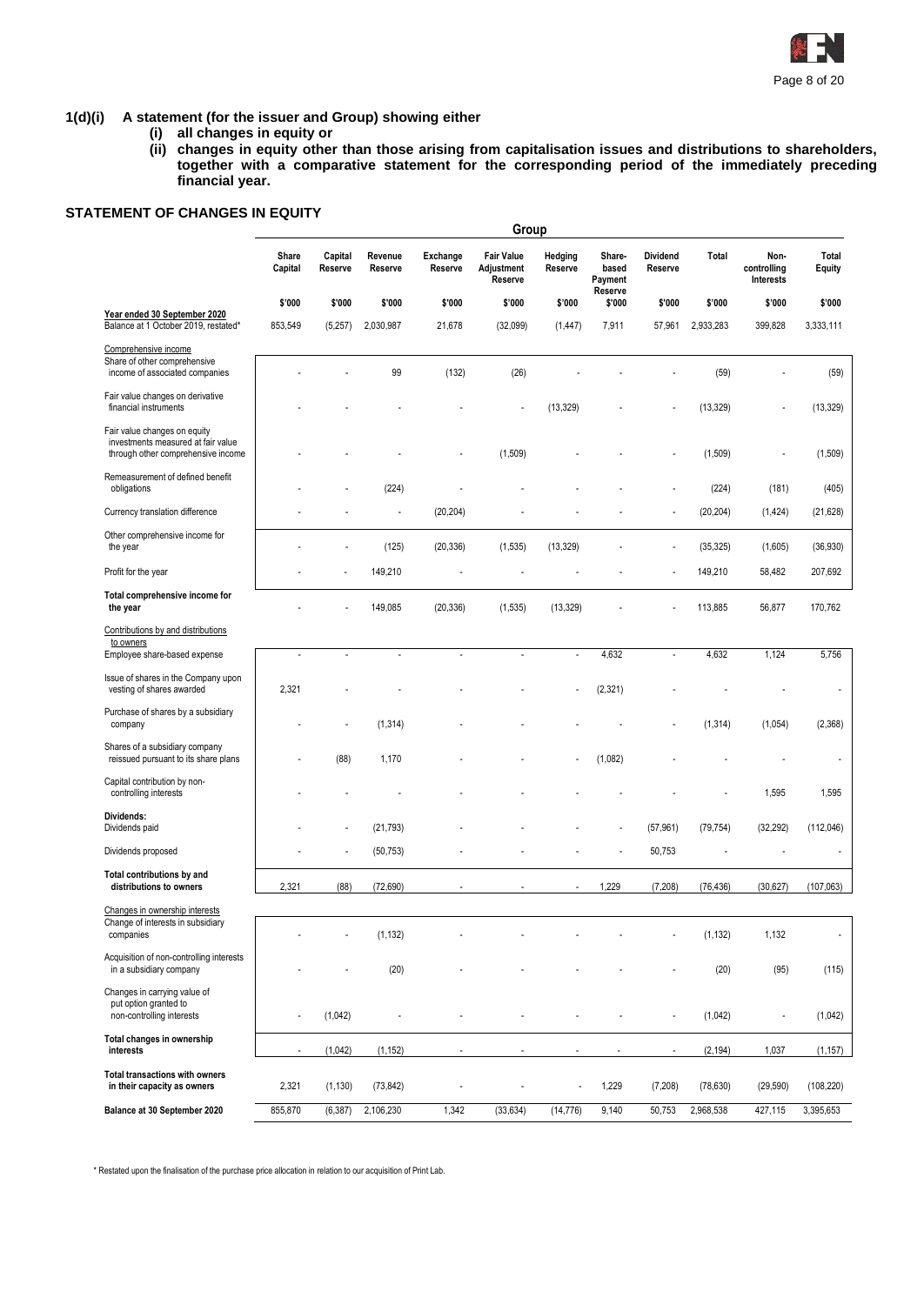## 1(d)(i) A statement (for the issuer and Group) showing either

**(i) all changes in equity or**

**(ii) changes in equity other than those arising from capitalisation issues and distributions to shareholders, together with a comparative statement for the corresponding period of the immediately preceding financial year.**

### STATEMENT OF CHANGES IN EQUITY

| | Group | | | | | | | | | | |
|---|---|---|---|---|---|---|---|---|---|---|---|
| | Share Capital | Capital Reserve | Revenue Reserve | Exchange Reserve | Fair Value Adjustment Reserve | Hedging Reserve | Share-based Payment Reserve | Dividend Reserve | Total | Non-controlling Interests | Total Equity |
| | $'000 | $'000 | $'000 | $'000 | $'000 | $'000 | $'000 | $'000 | $'000 | $'000 | $'000 |
| **Year ended 30 September 2020** | | | | | | | | | | | |
| Balance at 1 October 2019, restated* | 853,549 | (5,257) | 2,030,987 | 21,678 | (32,099) | (1,447) | 7,911 | 57,961 | 2,933,283 | 399,828 | 3,333,111 |
| Comprehensive income | | | | | | | | | | | |
| Share of other comprehensive income of associated companies | - | - | 99 | (132) | (26) | - | - | - | (59) | - | (59) |
| Fair value changes on derivative financial instruments | - | - | - | - | - | (13,329) | - | - | (13,329) | - | (13,329) |
| Fair value changes on equity investments measured at fair value through other comprehensive income | - | - | - | - | (1,509) | - | - | - | (1,509) | - | (1,509) |
| Remeasurement of defined benefit obligations | - | - | (224) | - | - | - | - | - | (224) | (181) | (405) |
| Currency translation difference | - | - | - | (20,204) | - | - | - | - | (20,204) | (1,424) | (21,628) |
| Other comprehensive income for the year | - | - | (125) | (20,336) | (1,535) | (13,329) | - | - | (35,325) | (1,605) | (36,930) |
| Profit for the year | - | - | 149,210 | - | - | - | - | - | 149,210 | 58,482 | 207,692 |
| **Total comprehensive income for the year** | - | - | 149,085 | (20,336) | (1,535) | (13,329) | - | - | 113,885 | 56,877 | 170,762 |
| Contributions by and distributions to owners | | | | | | | | | | | |
| Employee share-based expense | - | - | - | - | - | - | 4,632 | - | 4,632 | 1,124 | 5,756 |
| Issue of shares in the Company upon vesting of shares awarded | 2,321 | - | - | - | - | - | (2,321) | - | - | - | - |
| Purchase of shares by a subsidiary company | - | - | (1,314) | - | - | - | - | - | (1,314) | (1,054) | (2,368) |
| Shares of a subsidiary company reissued pursuant to its share plans | - | (88) | 1,170 | - | - | - | (1,082) | - | - | - | - |
| Capital contribution by non-controlling interests | - | - | - | - | - | - | - | - | - | 1,595 | 1,595 |
| **Dividends:** | | | | | | | | | | | |
| Dividends paid | - | - | (21,793) | - | - | - | - | (57,961) | (79,754) | (32,292) | (112,046) |
| Dividends proposed | - | - | (50,753) | - | - | - | - | 50,753 | - | - | - |
| **Total contributions by and distributions to owners** | 2,321 | (88) | (72,690) | - | - | - | 1,229 | (7,208) | (76,436) | (30,627) | (107,063) |
| Changes in ownership interests | | | | | | | | | | | |
| Change of interests in subsidiary companies | - | - | (1,132) | - | - | - | - | - | (1,132) | 1,132 | - |
| Acquisition of non-controlling interests in a subsidiary company | - | - | (20) | - | - | - | - | - | (20) | (95) | (115) |
| Changes in carrying value of put option granted to non-controlling interests | - | (1,042) | - | - | - | - | - | - | (1,042) | - | (1,042) |
| **Total changes in ownership interests** | - | (1,042) | (1,152) | - | - | - | - | - | (2,194) | 1,037 | (1,157) |
| **Total transactions with owners in their capacity as owners** | 2,321 | (1,130) | (73,842) | - | - | - | 1,229 | (7,208) | (78,630) | (29,590) | (108,220) |
| **Balance at 30 September 2020** | 855,870 | (6,387) | 2,106,230 | 1,342 | (33,634) | (14,776) | 9,140 | 50,753 | 2,968,538 | 427,115 | 3,395,653 |

\* Restated upon the finalisation of the purchase price allocation in relation to our acquisition of Print Lab.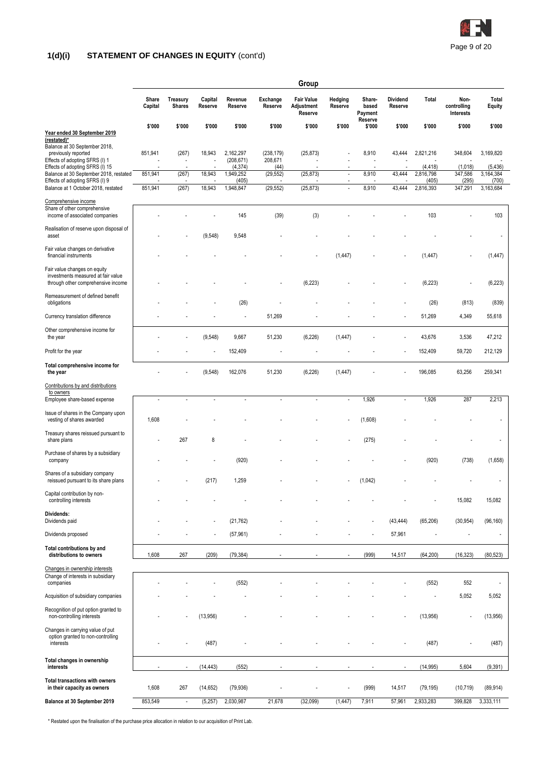## 1(d)(i) STATEMENT OF CHANGES IN EQUITY (cont'd)

| | Group | | | | | | | | | | | |
|---|---|---|---|---|---|---|---|---|---|---|---|---|
| | Share Capital | Treasury Shares | Capital Reserve | Revenue Reserve | Exchange Reserve | Fair Value Adjustment Reserve | Hedging Reserve | Share-based Payment Reserve | Dividend Reserve | Total | Non-controlling Interests | Total Equity |
| | $'000 | $'000 | $'000 | $'000 | $'000 | $'000 | $'000 | $'000 | $'000 | $'000 | $'000 | $'000 |
| **Year ended 30 September 2019 (restated)*** | | | | | | | | | | | | |
| Balance at 30 September 2018, previously reported | 851,941 | (267) | 18,943 | 2,162,297 | (238,179) | (25,873) | - | 8,910 | 43,444 | 2,821,216 | 348,604 | 3,169,820 |
| Effects of adopting SFRS (I) 1 | - | - | - | (208,671) | 208,671 | - | - | - | - | - | - | - |
| Effects of adopting SFRS (I) 15 | - | - | - | (4,374) | (44) | - | - | - | - | (4,418) | (1,018) | (5,436) |
| Balance at 30 September 2018, restated | 851,941 | (267) | 18,943 | 1,949,252 | (29,552) | (25,873) | - | 8,910 | 43,444 | 2,816,798 | 347,586 | 3,164,384 |
| Effects of adopting SFRS (I) 9 | - | - | - | (405) | - | - | - | - | - | (405) | (295) | (700) |
| Balance at 1 October 2018, restated | 851,941 | (267) | 18,943 | 1,948,847 | (29,552) | (25,873) | - | 8,910 | 43,444 | 2,816,393 | 347,291 | 3,163,684 |
| Comprehensive income | | | | | | | | | | | | |
| Share of other comprehensive income of associated companies | - | - | - | 145 | (39) | (3) | - | - | - | 103 | - | 103 |
| Realisation of reserve upon disposal of asset | - | - | (9,548) | 9,548 | - | - | - | - | - | - | - | - |
| Fair value changes on derivative financial instruments | - | - | - | - | - | - | (1,447) | - | - | (1,447) | - | (1,447) |
| Fair value changes on equity investments measured at fair value through other comprehensive income | - | - | - | - | - | (6,223) | - | - | - | (6,223) | - | (6,223) |
| Remeasurement of defined benefit obligations | - | - | - | (26) | - | - | - | - | - | (26) | (813) | (839) |
| Currency translation difference | - | - | - | - | 51,269 | - | - | - | - | 51,269 | 4,349 | 55,618 |
| Other comprehensive income for the year | - | - | (9,548) | 9,667 | 51,230 | (6,226) | (1,447) | - | - | 43,676 | 3,536 | 47,212 |
| Profit for the year | - | - | - | 152,409 | - | - | - | - | - | 152,409 | 59,720 | 212,129 |
| **Total comprehensive income for the year** | - | - | (9,548) | 162,076 | 51,230 | (6,226) | (1,447) | - | - | 196,085 | 63,256 | 259,341 |
| Contributions by and distributions to owners | | | | | | | | | | | | |
| Employee share-based expense | - | - | - | - | - | - | - | 1,926 | - | 1,926 | 287 | 2,213 |
| Issue of shares in the Company upon vesting of shares awarded | 1,608 | - | - | - | - | - | - | (1,608) | - | - | - | - |
| Treasury shares reissued pursuant to share plans | - | 267 | 8 | - | - | - | - | (275) | - | - | - | - |
| Purchase of shares by a subsidiary company | - | - | - | (920) | - | - | - | - | - | (920) | (738) | (1,658) |
| Shares of a subsidiary company reissued pursuant to its share plans | - | - | (217) | 1,259 | - | - | - | (1,042) | - | - | - | - |
| Capital contribution by non-controlling interests | - | - | - | - | - | - | - | - | - | - | 15,082 | 15,082 |
| **Dividends:** | | | | | | | | | | | | |
| Dividends paid | - | - | - | (21,762) | - | - | - | - | (43,444) | (65,206) | (30,954) | (96,160) |
| Dividends proposed | - | - | - | (57,961) | - | - | - | - | 57,961 | - | - | - |
| **Total contributions by and distributions to owners** | 1,608 | 267 | (209) | (79,384) | - | - | - | (999) | 14,517 | (64,200) | (16,323) | (80,523) |
| Changes in ownership interests | | | | | | | | | | | | |
| Change of interests in subsidiary companies | - | - | - | (552) | - | - | - | - | - | (552) | 552 | - |
| Acquisition of subsidiary companies | - | - | - | - | - | - | - | - | - | - | 5,052 | 5,052 |
| Recognition of put option granted to non-controlling interests | - | - | (13,956) | - | - | - | - | - | - | (13,956) | - | (13,956) |
| Changes in carrying value of put option granted to non-controlling interests | - | - | (487) | - | - | - | - | - | - | (487) | - | (487) |
| **Total changes in ownership interests** | - | - | (14,443) | (552) | - | - | - | - | - | (14,995) | 5,604 | (9,391) |
| **Total transactions with owners in their capacity as owners** | 1,608 | 267 | (14,652) | (79,936) | - | - | - | (999) | 14,517 | (79,195) | (10,719) | (89,914) |
| **Balance at 30 September 2019** | 853,549 | - | (5,257) | 2,030,987 | 21,678 | (32,099) | (1,447) | 7,911 | 57,961 | 2,933,283 | 399,828 | 3,333,111 |

* Restated upon the finalisation of the purchase price allocation in relation to our acquisition of Print Lab.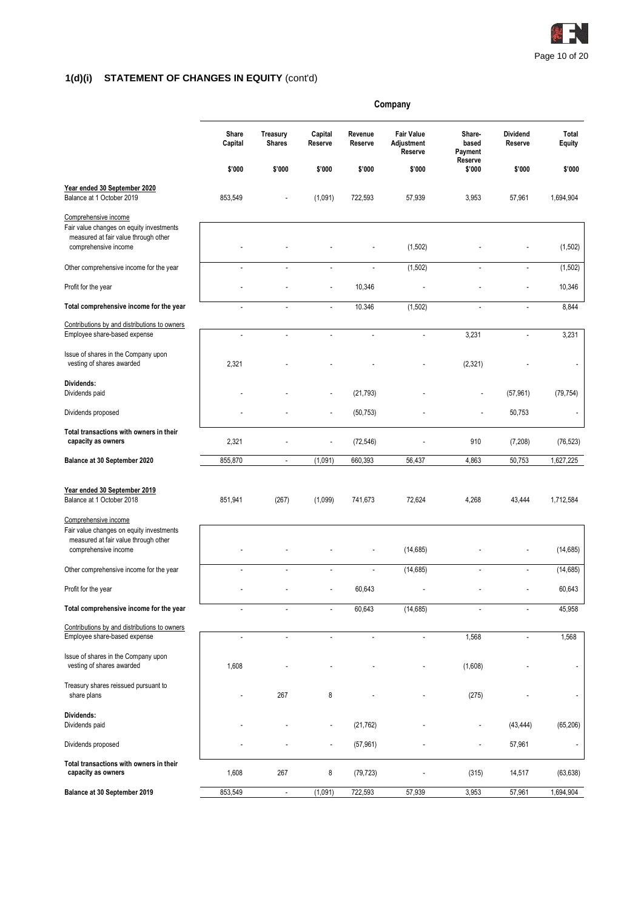## 1(d)(i) STATEMENT OF CHANGES IN EQUITY (cont'd)

| | Company | | | | | | | |
|---|---|---|---|---|---|---|---|---|
| | Share Capital | Treasury Shares | Capital Reserve | Revenue Reserve | Fair Value Adjustment Reserve | Share-based Payment Reserve | Dividend Reserve | Total Equity |
| | $'000 | $'000 | $'000 | $'000 | $'000 | $'000 | $'000 | $'000 |
| **Year ended 30 September 2020** | | | | | | | | |
| Balance at 1 October 2019 | 853,549 | - | (1,091) | 722,593 | 57,939 | 3,953 | 57,961 | 1,694,904 |
| Comprehensive income | | | | | | | | |
| Fair value changes on equity investments measured at fair value through other comprehensive income | - | - | - | - | (1,502) | - | - | (1,502) |
| Other comprehensive income for the year | - | - | - | - | (1,502) | - | - | (1,502) |
| Profit for the year | - | - | - | 10,346 | - | - | - | 10,346 |
| **Total comprehensive income for the year** | - | - | - | 10,346 | (1,502) | - | - | 8,844 |
| Contributions by and distributions to owners | | | | | | | | |
| Employee share-based expense | - | - | - | - | - | 3,231 | - | 3,231 |
| Issue of shares in the Company upon vesting of shares awarded | 2,321 | - | - | - | - | (2,321) | - | - |
| **Dividends:** | | | | | | | | |
| Dividends paid | - | - | - | (21,793) | - | - | (57,961) | (79,754) |
| Dividends proposed | - | - | - | (50,753) | - | - | 50,753 | - |
| **Total transactions with owners in their capacity as owners** | 2,321 | - | - | (72,546) | - | 910 | (7,208) | (76,523) |
| **Balance at 30 September 2020** | 855,870 | - | (1,091) | 660,393 | 56,437 | 4,863 | 50,753 | 1,627,225 |
| **Year ended 30 September 2019** | | | | | | | | |
| Balance at 1 October 2018 | 851,941 | (267) | (1,099) | 741,673 | 72,624 | 4,268 | 43,444 | 1,712,584 |
| Comprehensive income | | | | | | | | |
| Fair value changes on equity investments measured at fair value through other comprehensive income | - | - | - | - | (14,685) | - | - | (14,685) |
| Other comprehensive income for the year | - | - | - | - | (14,685) | - | - | (14,685) |
| Profit for the year | - | - | - | 60,643 | - | - | - | 60,643 |
| **Total comprehensive income for the year** | - | - | - | 60,643 | (14,685) | - | - | 45,958 |
| Contributions by and distributions to owners | | | | | | | | |
| Employee share-based expense | - | - | - | - | - | 1,568 | - | 1,568 |
| Issue of shares in the Company upon vesting of shares awarded | 1,608 | - | - | - | - | (1,608) | - | - |
| Treasury shares reissued pursuant to share plans | - | 267 | 8 | - | - | (275) | - | - |
| **Dividends:** | | | | | | | | |
| Dividends paid | - | - | - | (21,762) | - | - | (43,444) | (65,206) |
| Dividends proposed | - | - | - | (57,961) | - | - | 57,961 | - |
| **Total transactions with owners in their capacity as owners** | 1,608 | 267 | 8 | (79,723) | - | (315) | 14,517 | (63,638) |
| **Balance at 30 September 2019** | 853,549 | - | (1,091) | 722,593 | 57,939 | 3,953 | 57,961 | 1,694,904 |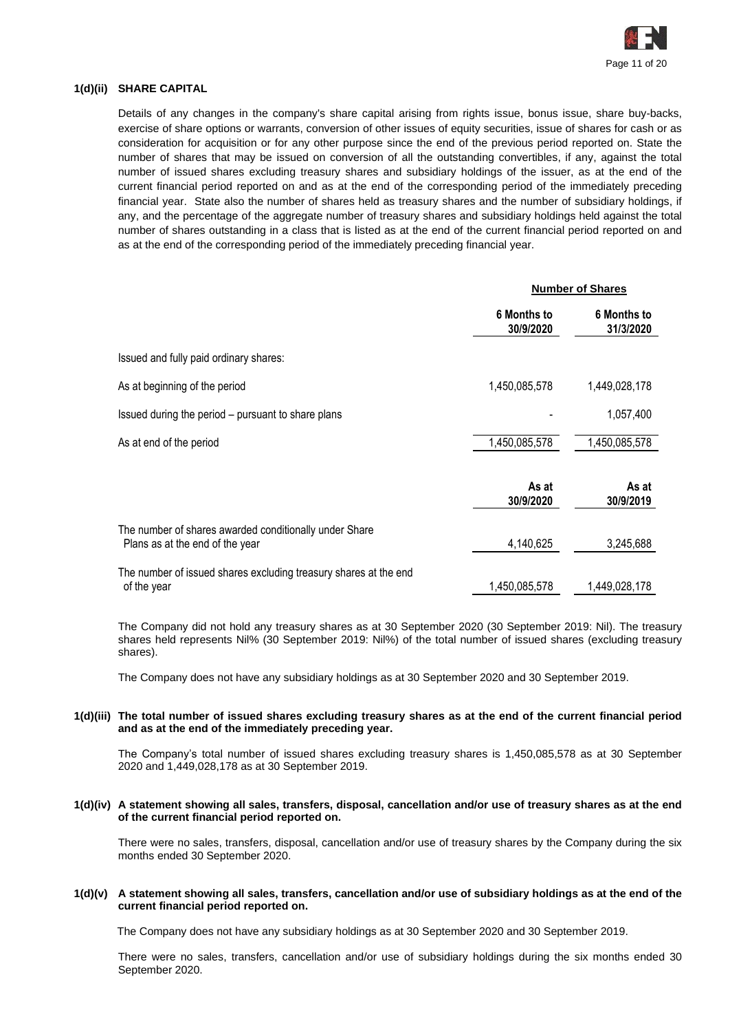### 1(d)(ii) SHARE CAPITAL

Details of any changes in the company's share capital arising from rights issue, bonus issue, share buy-backs, exercise of share options or warrants, conversion of other issues of equity securities, issue of shares for cash or as consideration for acquisition or for any other purpose since the end of the previous period reported on. State the number of shares that may be issued on conversion of all the outstanding convertibles, if any, against the total number of issued shares excluding treasury shares and subsidiary holdings of the issuer, as at the end of the current financial period reported on and as at the end of the corresponding period of the immediately preceding financial year. State also the number of shares held as treasury shares and the number of subsidiary holdings, if any, and the percentage of the aggregate number of treasury shares and subsidiary holdings held against the total number of shares outstanding in a class that is listed as at the end of the current financial period reported on and as at the end of the corresponding period of the immediately preceding financial year.

| | Number of Shares | |
|---|---|---|
| | **6 Months to 30/9/2020** | **6 Months to 31/3/2020** |
| Issued and fully paid ordinary shares: | | |
| As at beginning of the period | 1,450,085,578 | 1,449,028,178 |
| Issued during the period – pursuant to share plans | - | 1,057,400 |
| As at end of the period | 1,450,085,578 | 1,450,085,578 |

| | As at 30/9/2020 | As at 30/9/2019 |
|---|---|---|
| The number of shares awarded conditionally under Share Plans as at the end of the year | 4,140,625 | 3,245,688 |
| The number of issued shares excluding treasury shares at the end of the year | 1,450,085,578 | 1,449,028,178 |

The Company did not hold any treasury shares as at 30 September 2020 (30 September 2019: Nil). The treasury shares held represents Nil% (30 September 2019: Nil%) of the total number of issued shares (excluding treasury shares).

The Company does not have any subsidiary holdings as at 30 September 2020 and 30 September 2019.

### 1(d)(iii) The total number of issued shares excluding treasury shares as at the end of the current financial period and as at the end of the immediately preceding year.

The Company's total number of issued shares excluding treasury shares is 1,450,085,578 as at 30 September 2020 and 1,449,028,178 as at 30 September 2019.

### 1(d)(iv) A statement showing all sales, transfers, disposal, cancellation and/or use of treasury shares as at the end of the current financial period reported on.

There were no sales, transfers, disposal, cancellation and/or use of treasury shares by the Company during the six months ended 30 September 2020.

### 1(d)(v) A statement showing all sales, transfers, cancellation and/or use of subsidiary holdings as at the end of the current financial period reported on.

The Company does not have any subsidiary holdings as at 30 September 2020 and 30 September 2019.

There were no sales, transfers, cancellation and/or use of subsidiary holdings during the six months ended 30 September 2020.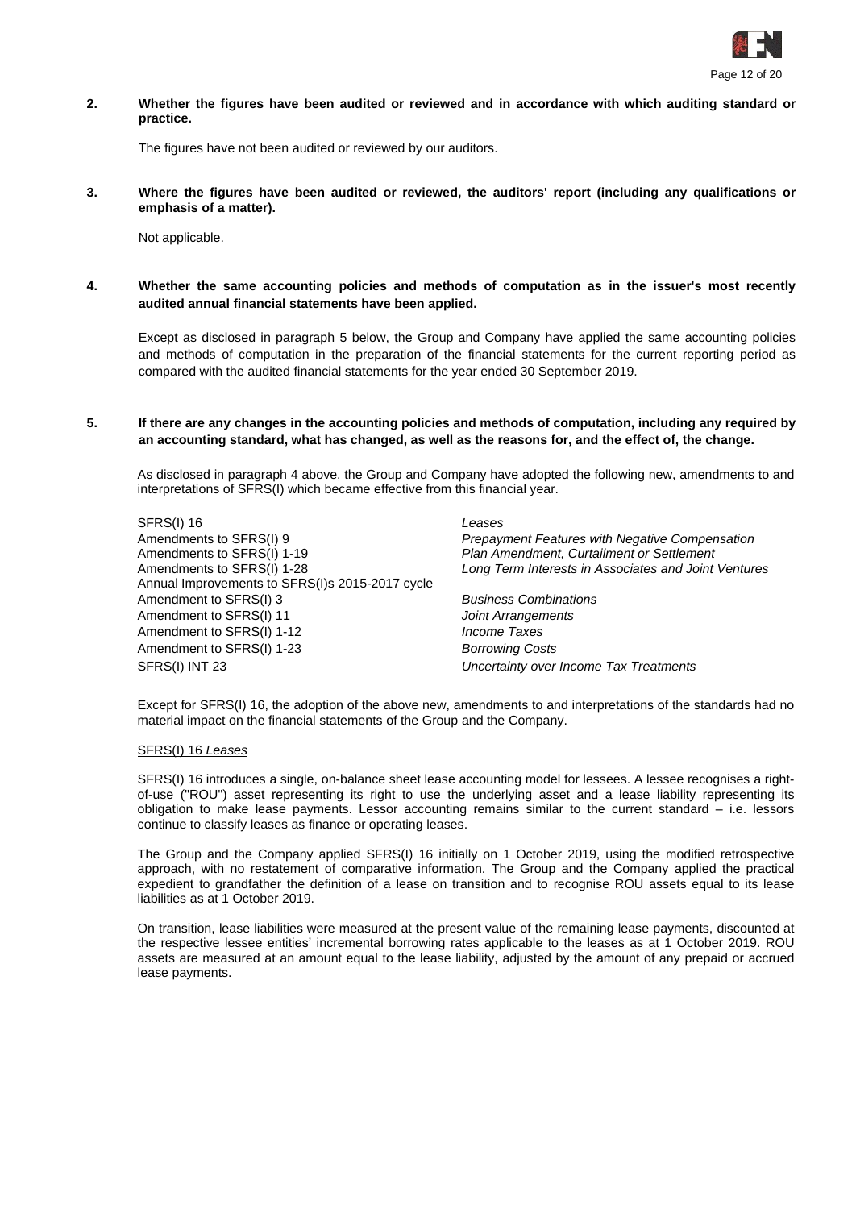**2. Whether the figures have been audited or reviewed and in accordance with which auditing standard or practice.**

The figures have not been audited or reviewed by our auditors.

**3. Where the figures have been audited or reviewed, the auditors' report (including any qualifications or emphasis of a matter).**

Not applicable.

**4. Whether the same accounting policies and methods of computation as in the issuer's most recently audited annual financial statements have been applied.**

Except as disclosed in paragraph 5 below, the Group and Company have applied the same accounting policies and methods of computation in the preparation of the financial statements for the current reporting period as compared with the audited financial statements for the year ended 30 September 2019.

**5. If there are any changes in the accounting policies and methods of computation, including any required by an accounting standard, what has changed, as well as the reasons for, and the effect of, the change.**

As disclosed in paragraph 4 above, the Group and Company have adopted the following new, amendments to and interpretations of SFRS(I) which became effective from this financial year.

| | |
|---|---|
| SFRS(I) 16 | *Leases* |
| Amendments to SFRS(I) 9 | *Prepayment Features with Negative Compensation* |
| Amendments to SFRS(I) 1-19 | *Plan Amendment, Curtailment or Settlement* |
| Amendments to SFRS(I) 1-28 | *Long Term Interests in Associates and Joint Ventures* |
| Annual Improvements to SFRS(I)s 2015-2017 cycle | |
| Amendment to SFRS(I) 3 | *Business Combinations* |
| Amendment to SFRS(I) 11 | *Joint Arrangements* |
| Amendment to SFRS(I) 1-12 | *Income Taxes* |
| Amendment to SFRS(I) 1-23 | *Borrowing Costs* |
| SFRS(I) INT 23 | *Uncertainty over Income Tax Treatments* |

Except for SFRS(I) 16, the adoption of the above new, amendments to and interpretations of the standards had no material impact on the financial statements of the Group and the Company.

SFRS(I) 16 *Leases*

SFRS(I) 16 introduces a single, on-balance sheet lease accounting model for lessees. A lessee recognises a right-of-use ("ROU") asset representing its right to use the underlying asset and a lease liability representing its obligation to make lease payments. Lessor accounting remains similar to the current standard – i.e. lessors continue to classify leases as finance or operating leases.

The Group and the Company applied SFRS(I) 16 initially on 1 October 2019, using the modified retrospective approach, with no restatement of comparative information. The Group and the Company applied the practical expedient to grandfather the definition of a lease on transition and to recognise ROU assets equal to its lease liabilities as at 1 October 2019.

On transition, lease liabilities were measured at the present value of the remaining lease payments, discounted at the respective lessee entities' incremental borrowing rates applicable to the leases as at 1 October 2019. ROU assets are measured at an amount equal to the lease liability, adjusted by the amount of any prepaid or accrued lease payments.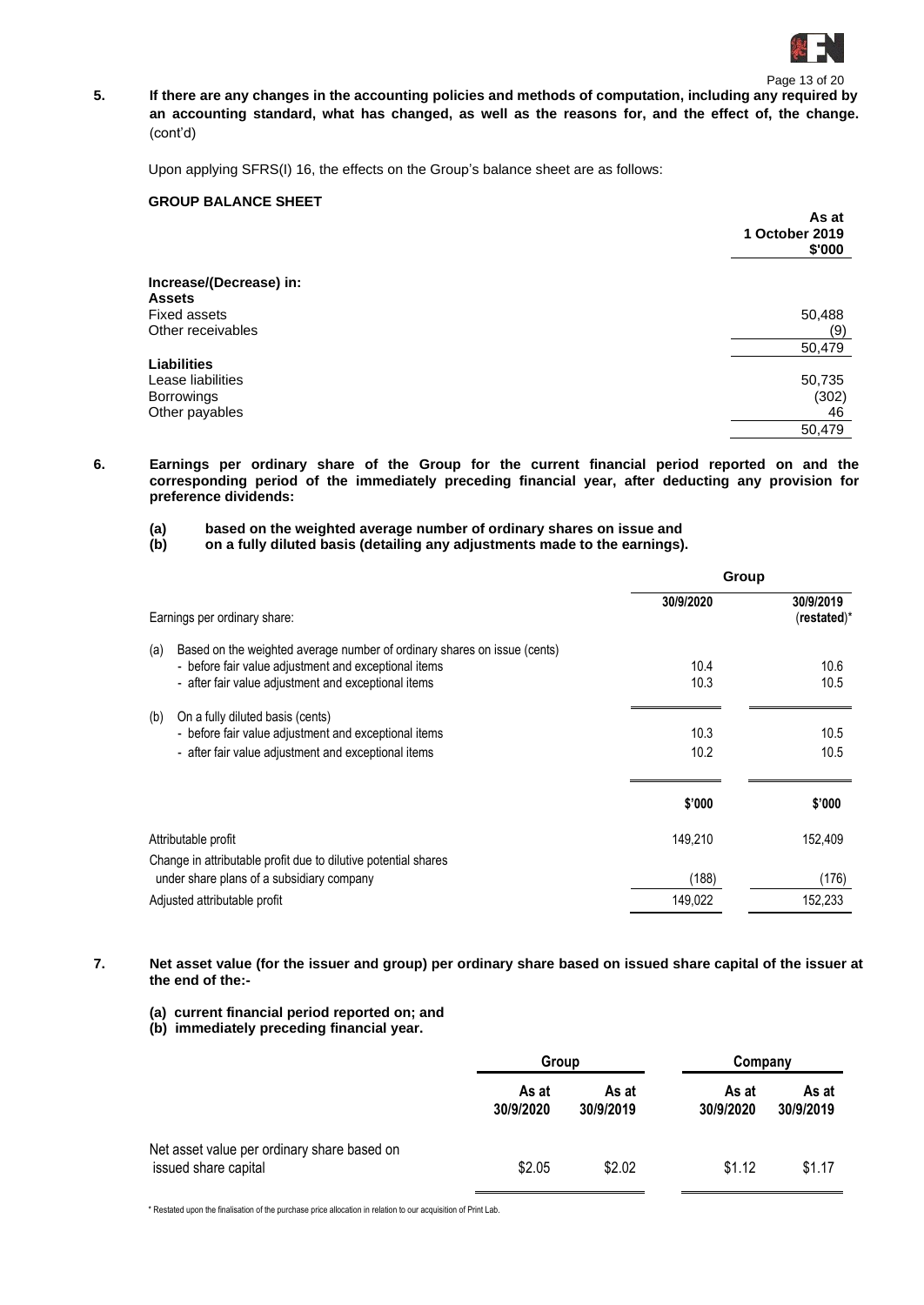**5. If there are any changes in the accounting policies and methods of computation, including any required by an accounting standard, what has changed, as well as the reasons for, and the effect of, the change.** (cont'd)

Upon applying SFRS(I) 16, the effects on the Group's balance sheet are as follows:

**GROUP BALANCE SHEET**

| | As at 1 October 2019 $'000 |
|---|---|
| **Increase/(Decrease) in:** | |
| **Assets** | |
| Fixed assets | 50,488 |
| Other receivables | (9) |
| | 50,479 |
| **Liabilities** | |
| Lease liabilities | 50,735 |
| Borrowings | (302) |
| Other payables | 46 |
| | 50,479 |

**6. Earnings per ordinary share of the Group for the current financial period reported on and the corresponding period of the immediately preceding financial year, after deducting any provision for preference dividends:**

**(a) based on the weighted average number of ordinary shares on issue and**
**(b) on a fully diluted basis (detailing any adjustments made to the earnings).**

| | Group | |
|---|---|---|
| Earnings per ordinary share: | 30/9/2020 | 30/9/2019 (restated)* |
| (a) Based on the weighted average number of ordinary shares on issue (cents) | | |
| - before fair value adjustment and exceptional items | 10.4 | 10.6 |
| - after fair value adjustment and exceptional items | 10.3 | 10.5 |
| (b) On a fully diluted basis (cents) | | |
| - before fair value adjustment and exceptional items | 10.3 | 10.5 |
| - after fair value adjustment and exceptional items | 10.2 | 10.5 |
| | $'000 | $'000 |
| Attributable profit | 149,210 | 152,409 |
| Change in attributable profit due to dilutive potential shares under share plans of a subsidiary company | (188) | (176) |
| Adjusted attributable profit | 149,022 | 152,233 |

**7. Net asset value (for the issuer and group) per ordinary share based on issued share capital of the issuer at the end of the:-**

**(a) current financial period reported on; and**
**(b) immediately preceding financial year.**

| | Group | | Company | |
|---|---|---|---|---|
| | As at 30/9/2020 | As at 30/9/2019 | As at 30/9/2020 | As at 30/9/2019 |
| Net asset value per ordinary share based on issued share capital | $2.05 | $2.02 | $1.12 | $1.17 |

\* Restated upon the finalisation of the purchase price allocation in relation to our acquisition of Print Lab.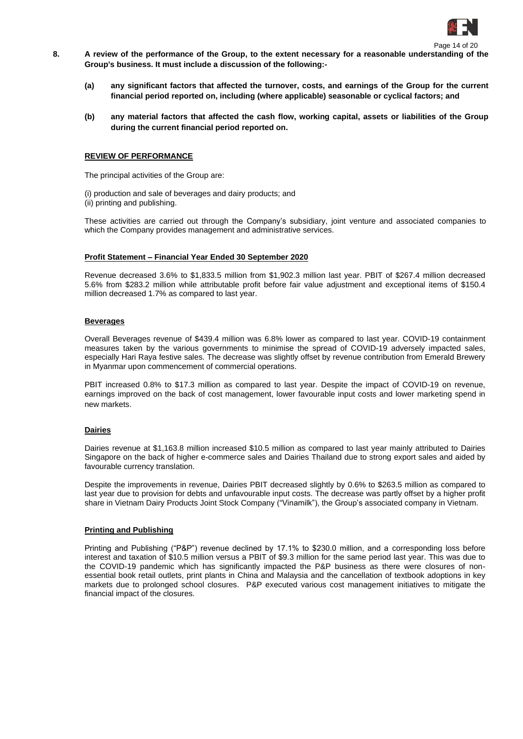**8. A review of the performance of the Group, to the extent necessary for a reasonable understanding of the Group's business. It must include a discussion of the following:-**

**(a) any significant factors that affected the turnover, costs, and earnings of the Group for the current financial period reported on, including (where applicable) seasonable or cyclical factors; and**

**(b) any material factors that affected the cash flow, working capital, assets or liabilities of the Group during the current financial period reported on.**

**REVIEW OF PERFORMANCE**

The principal activities of the Group are:

(i) production and sale of beverages and dairy products; and
(ii) printing and publishing.

These activities are carried out through the Company's subsidiary, joint venture and associated companies to which the Company provides management and administrative services.

**Profit Statement – Financial Year Ended 30 September 2020**

Revenue decreased 3.6% to $1,833.5 million from $1,902.3 million last year. PBIT of $267.4 million decreased 5.6% from $283.2 million while attributable profit before fair value adjustment and exceptional items of $150.4 million decreased 1.7% as compared to last year.

**Beverages**

Overall Beverages revenue of $439.4 million was 6.8% lower as compared to last year. COVID-19 containment measures taken by the various governments to minimise the spread of COVID-19 adversely impacted sales, especially Hari Raya festive sales. The decrease was slightly offset by revenue contribution from Emerald Brewery in Myanmar upon commencement of commercial operations.

PBIT increased 0.8% to $17.3 million as compared to last year. Despite the impact of COVID-19 on revenue, earnings improved on the back of cost management, lower favourable input costs and lower marketing spend in new markets.

**Dairies**

Dairies revenue at $1,163.8 million increased $10.5 million as compared to last year mainly attributed to Dairies Singapore on the back of higher e-commerce sales and Dairies Thailand due to strong export sales and aided by favourable currency translation.

Despite the improvements in revenue, Dairies PBIT decreased slightly by 0.6% to $263.5 million as compared to last year due to provision for debts and unfavourable input costs. The decrease was partly offset by a higher profit share in Vietnam Dairy Products Joint Stock Company ("Vinamilk"), the Group's associated company in Vietnam.

**Printing and Publishing**

Printing and Publishing ("P&P") revenue declined by 17.1% to $230.0 million, and a corresponding loss before interest and taxation of $10.5 million versus a PBIT of $9.3 million for the same period last year. This was due to the COVID-19 pandemic which has significantly impacted the P&P business as there were closures of non-essential book retail outlets, print plants in China and Malaysia and the cancellation of textbook adoptions in key markets due to prolonged school closures. P&P executed various cost management initiatives to mitigate the financial impact of the closures.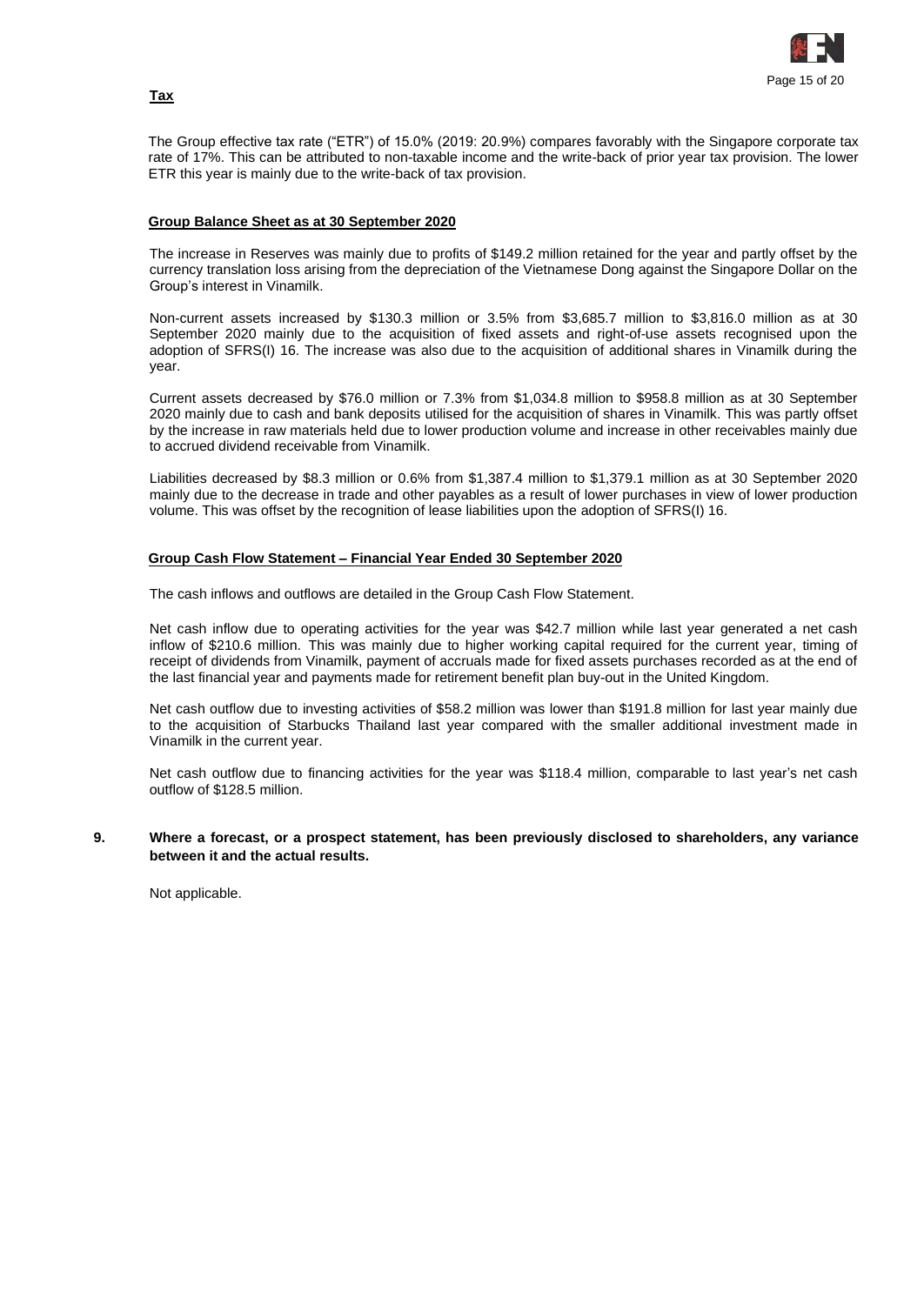**Tax**

The Group effective tax rate ("ETR") of 15.0% (2019: 20.9%) compares favorably with the Singapore corporate tax rate of 17%. This can be attributed to non-taxable income and the write-back of prior year tax provision. The lower ETR this year is mainly due to the write-back of tax provision.

**Group Balance Sheet as at 30 September 2020**

The increase in Reserves was mainly due to profits of $149.2 million retained for the year and partly offset by the currency translation loss arising from the depreciation of the Vietnamese Dong against the Singapore Dollar on the Group's interest in Vinamilk.

Non-current assets increased by $130.3 million or 3.5% from $3,685.7 million to $3,816.0 million as at 30 September 2020 mainly due to the acquisition of fixed assets and right-of-use assets recognised upon the adoption of SFRS(I) 16. The increase was also due to the acquisition of additional shares in Vinamilk during the year.

Current assets decreased by $76.0 million or 7.3% from $1,034.8 million to $958.8 million as at 30 September 2020 mainly due to cash and bank deposits utilised for the acquisition of shares in Vinamilk. This was partly offset by the increase in raw materials held due to lower production volume and increase in other receivables mainly due to accrued dividend receivable from Vinamilk.

Liabilities decreased by $8.3 million or 0.6% from $1,387.4 million to $1,379.1 million as at 30 September 2020 mainly due to the decrease in trade and other payables as a result of lower purchases in view of lower production volume. This was offset by the recognition of lease liabilities upon the adoption of SFRS(I) 16.

**Group Cash Flow Statement – Financial Year Ended 30 September 2020**

The cash inflows and outflows are detailed in the Group Cash Flow Statement.

Net cash inflow due to operating activities for the year was $42.7 million while last year generated a net cash inflow of $210.6 million. This was mainly due to higher working capital required for the current year, timing of receipt of dividends from Vinamilk, payment of accruals made for fixed assets purchases recorded as at the end of the last financial year and payments made for retirement benefit plan buy-out in the United Kingdom.

Net cash outflow due to investing activities of $58.2 million was lower than $191.8 million for last year mainly due to the acquisition of Starbucks Thailand last year compared with the smaller additional investment made in Vinamilk in the current year.

Net cash outflow due to financing activities for the year was $118.4 million, comparable to last year's net cash outflow of $128.5 million.

**9. Where a forecast, or a prospect statement, has been previously disclosed to shareholders, any variance between it and the actual results.**

Not applicable.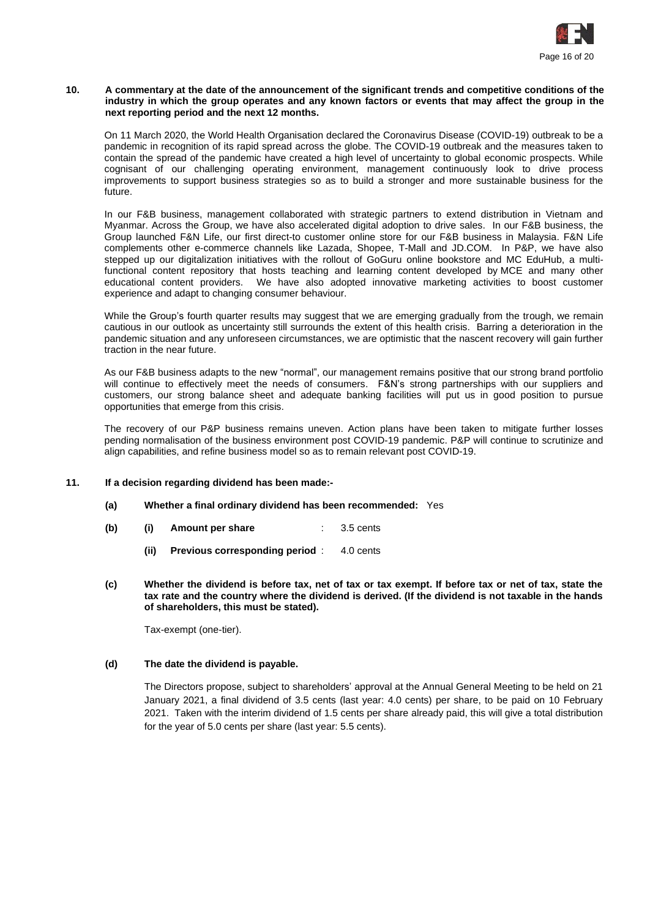**10. A commentary at the date of the announcement of the significant trends and competitive conditions of the industry in which the group operates and any known factors or events that may affect the group in the next reporting period and the next 12 months.**

On 11 March 2020, the World Health Organisation declared the Coronavirus Disease (COVID-19) outbreak to be a pandemic in recognition of its rapid spread across the globe. The COVID-19 outbreak and the measures taken to contain the spread of the pandemic have created a high level of uncertainty to global economic prospects. While cognisant of our challenging operating environment, management continuously look to drive process improvements to support business strategies so as to build a stronger and more sustainable business for the future.

In our F&B business, management collaborated with strategic partners to extend distribution in Vietnam and Myanmar. Across the Group, we have also accelerated digital adoption to drive sales. In our F&B business, the Group launched F&N Life, our first direct-to customer online store for our F&B business in Malaysia. F&N Life complements other e-commerce channels like Lazada, Shopee, T-Mall and JD.COM. In P&P, we have also stepped up our digitalization initiatives with the rollout of GoGuru online bookstore and MC EduHub, a multi-functional content repository that hosts teaching and learning content developed by MCE and many other educational content providers. We have also adopted innovative marketing activities to boost customer experience and adapt to changing consumer behaviour.

While the Group's fourth quarter results may suggest that we are emerging gradually from the trough, we remain cautious in our outlook as uncertainty still surrounds the extent of this health crisis. Barring a deterioration in the pandemic situation and any unforeseen circumstances, we are optimistic that the nascent recovery will gain further traction in the near future.

As our F&B business adapts to the new "normal", our management remains positive that our strong brand portfolio will continue to effectively meet the needs of consumers. F&N's strong partnerships with our suppliers and customers, our strong balance sheet and adequate banking facilities will put us in good position to pursue opportunities that emerge from this crisis.

The recovery of our P&P business remains uneven. Action plans have been taken to mitigate further losses pending normalisation of the business environment post COVID-19 pandemic. P&P will continue to scrutinize and align capabilities, and refine business model so as to remain relevant post COVID-19.

**11. If a decision regarding dividend has been made:-**

**(a) Whether a final ordinary dividend has been recommended:** Yes

**(b) (i) Amount per share** : 3.5 cents

**(ii) Previous corresponding period** : 4.0 cents

**(c) Whether the dividend is before tax, net of tax or tax exempt. If before tax or net of tax, state the tax rate and the country where the dividend is derived. (If the dividend is not taxable in the hands of shareholders, this must be stated).**

Tax-exempt (one-tier).

**(d) The date the dividend is payable.**

The Directors propose, subject to shareholders' approval at the Annual General Meeting to be held on 21 January 2021, a final dividend of 3.5 cents (last year: 4.0 cents) per share, to be paid on 10 February 2021. Taken with the interim dividend of 1.5 cents per share already paid, this will give a total distribution for the year of 5.0 cents per share (last year: 5.5 cents).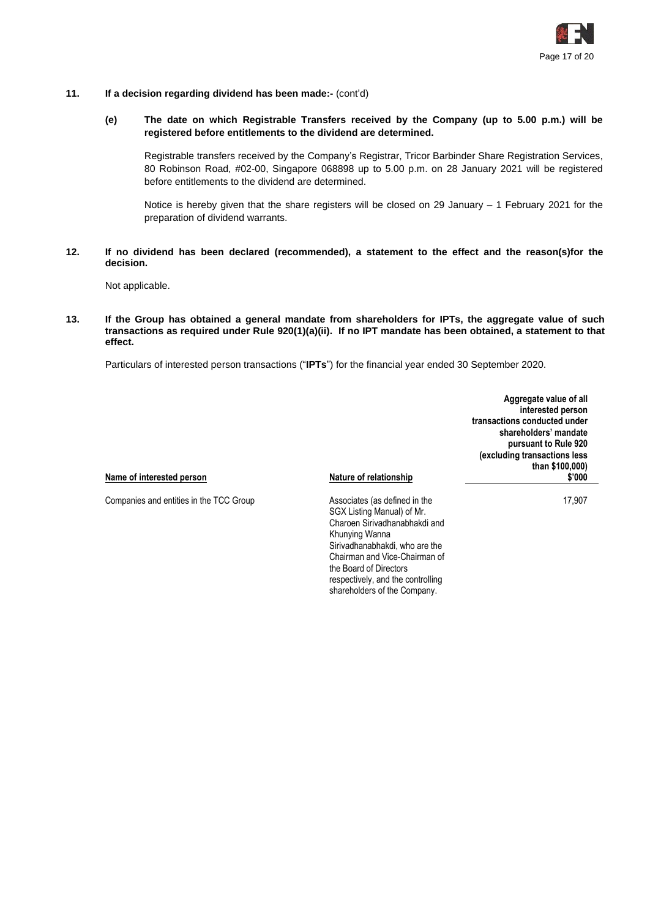**11. If a decision regarding dividend has been made:-** (cont'd)

**(e) The date on which Registrable Transfers received by the Company (up to 5.00 p.m.) will be registered before entitlements to the dividend are determined.**

Registrable transfers received by the Company's Registrar, Tricor Barbinder Share Registration Services, 80 Robinson Road, #02-00, Singapore 068898 up to 5.00 p.m. on 28 January 2021 will be registered before entitlements to the dividend are determined.

Notice is hereby given that the share registers will be closed on 29 January – 1 February 2021 for the preparation of dividend warrants.

**12. If no dividend has been declared (recommended), a statement to the effect and the reason(s)for the decision.**

Not applicable.

**13. If the Group has obtained a general mandate from shareholders for IPTs, the aggregate value of such transactions as required under Rule 920(1)(a)(ii). If no IPT mandate has been obtained, a statement to that effect.**

Particulars of interested person transactions ("**IPTs**") for the financial year ended 30 September 2020.

| Name of interested person | Nature of relationship | Aggregate value of all interested person transactions conducted under shareholders' mandate pursuant to Rule 920 (excluding transactions less than $100,000) $'000 |
|---|---|---|
| Companies and entities in the TCC Group | Associates (as defined in the SGX Listing Manual) of Mr. Charoen Sirivadhanabhakdi and Khunying Wanna Sirivadhanabhakdi, who are the Chairman and Vice-Chairman of the Board of Directors respectively, and the controlling shareholders of the Company. | 17,907 |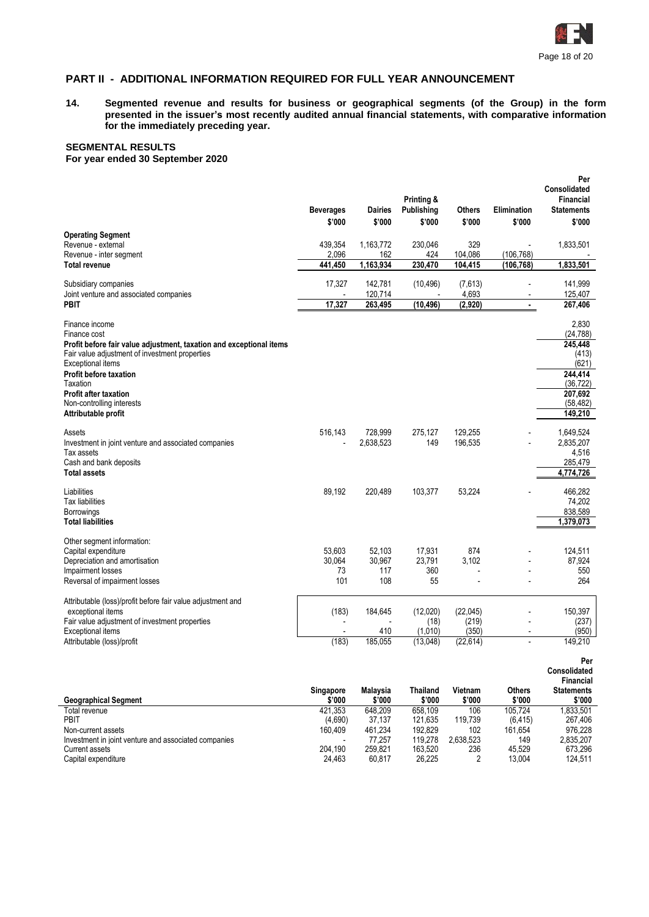## PART II - ADDITIONAL INFORMATION REQUIRED FOR FULL YEAR ANNOUNCEMENT

**14. Segmented revenue and results for business or geographical segments (of the Group) in the form presented in the issuer's most recently audited annual financial statements, with comparative information for the immediately preceding year.**

**SEGMENTAL RESULTS**
**For year ended 30 September 2020**

| | Beverages $'000 | Dairies $'000 | Printing & Publishing $'000 | Others $'000 | Elimination $'000 | Per Consolidated Financial Statements $'000 |
|---|---|---|---|---|---|---|
| **Operating Segment** | | | | | | |
| Revenue - external | 439,354 | 1,163,772 | 230,046 | 329 | - | 1,833,501 |
| Revenue - inter segment | 2,096 | 162 | 424 | 104,086 | (106,768) | - |
| **Total revenue** | **441,450** | **1,163,934** | **230,470** | **104,415** | **(106,768)** | **1,833,501** |
| Subsidiary companies | 17,327 | 142,781 | (10,496) | (7,613) | - | 141,999 |
| Joint venture and associated companies | - | 120,714 | - | 4,693 | - | 125,407 |
| **PBIT** | **17,327** | **263,495** | **(10,496)** | **(2,920)** | **-** | **267,406** |
| Finance income | | | | | | 2,830 |
| Finance cost | | | | | | (24,788) |
| **Profit before fair value adjustment, taxation and exceptional items** | | | | | | **245,448** |
| Fair value adjustment of investment properties | | | | | | (413) |
| Exceptional items | | | | | | (621) |
| **Profit before taxation** | | | | | | **244,414** |
| Taxation | | | | | | (36,722) |
| **Profit after taxation** | | | | | | **207,692** |
| Non-controlling interests | | | | | | (58,482) |
| **Attributable profit** | | | | | | **149,210** |
| Assets | 516,143 | 728,999 | 275,127 | 129,255 | - | 1,649,524 |
| Investment in joint venture and associated companies | - | 2,638,523 | 149 | 196,535 | - | 2,835,207 |
| Tax assets | | | | | | 4,516 |
| Cash and bank deposits | | | | | | 285,479 |
| **Total assets** | | | | | | **4,774,726** |
| Liabilities | 89,192 | 220,489 | 103,377 | 53,224 | - | 466,282 |
| Tax liabilities | | | | | | 74,202 |
| Borrowings | | | | | | 838,589 |
| **Total liabilities** | | | | | | **1,379,073** |
| Other segment information: | | | | | | |
| Capital expenditure | 53,603 | 52,103 | 17,931 | 874 | - | 124,511 |
| Depreciation and amortisation | 30,064 | 30,967 | 23,791 | 3,102 | - | 87,924 |
| Impairment losses | 73 | 117 | 360 | - | - | 550 |
| Reversal of impairment losses | 101 | 108 | 55 | - | - | 264 |
| Attributable (loss)/profit before fair value adjustment and exceptional items | (183) | 184,645 | (12,020) | (22,045) | - | 150,397 |
| Fair value adjustment of investment properties | - | - | (18) | (219) | - | (237) |
| Exceptional items | - | 410 | (1,010) | (350) | - | (950) |
| Attributable (loss)/profit | (183) | 185,055 | (13,048) | (22,614) | - | 149,210 |

| Geographical Segment | Singapore $'000 | Malaysia $'000 | Thailand $'000 | Vietnam $'000 | Others $'000 | Per Consolidated Financial Statements $'000 |
|---|---|---|---|---|---|---|
| Total revenue | 421,353 | 648,209 | 658,109 | 106 | 105,724 | 1,833,501 |
| PBIT | (4,690) | 37,137 | 121,635 | 119,739 | (6,415) | 267,406 |
| Non-current assets | 160,409 | 461,234 | 192,829 | 102 | 161,654 | 976,228 |
| Investment in joint venture and associated companies | - | 77,257 | 119,278 | 2,638,523 | 149 | 2,835,207 |
| Current assets | 204,190 | 259,821 | 163,520 | 236 | 45,529 | 673,296 |
| Capital expenditure | 24,463 | 60,817 | 26,225 | 2 | 13,004 | 124,511 |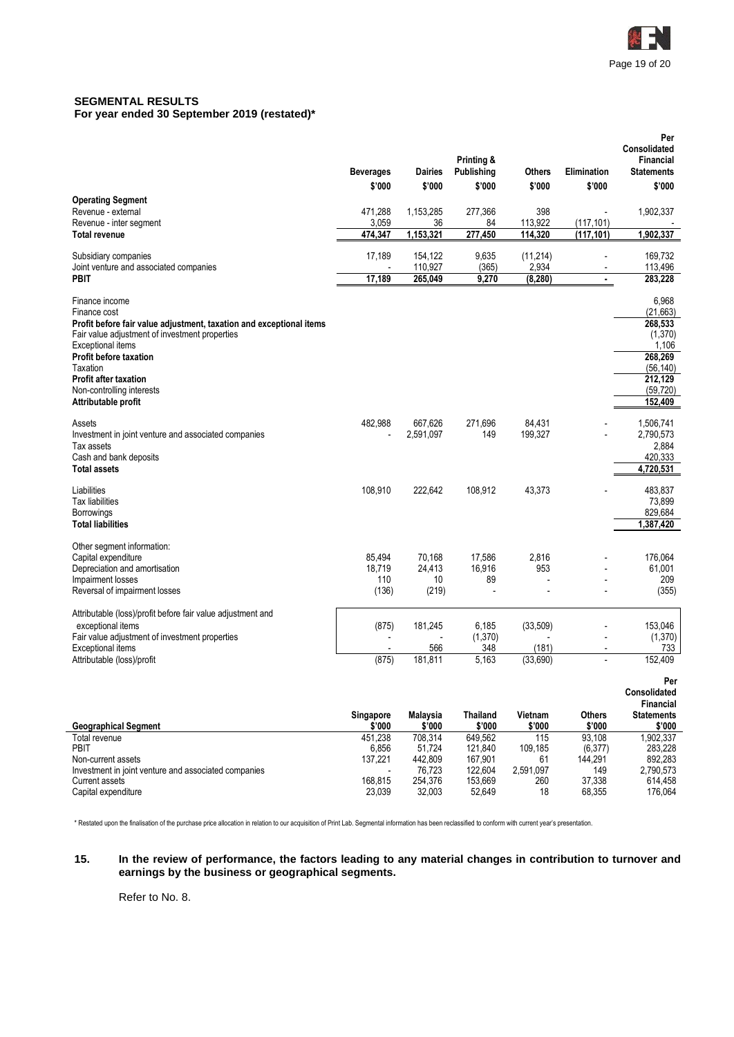**SEGMENTAL RESULTS**
**For year ended 30 September 2019 (restated)***

| | Beverages | Dairies | Printing & Publishing | Others | Elimination | Per Consolidated Financial Statements |
|---|---|---|---|---|---|---|
| | $'000 | $'000 | $'000 | $'000 | $'000 | $'000 |
| **Operating Segment** | | | | | | |
| Revenue - external | 471,288 | 1,153,285 | 277,366 | 398 | - | 1,902,337 |
| Revenue - inter segment | 3,059 | 36 | 84 | 113,922 | (117,101) | - |
| **Total revenue** | **474,347** | **1,153,321** | **277,450** | **114,320** | **(117,101)** | **1,902,337** |
| Subsidiary companies | 17,189 | 154,122 | 9,635 | (11,214) | - | 169,732 |
| Joint venture and associated companies | - | 110,927 | (365) | 2,934 | - | 113,496 |
| **PBIT** | **17,189** | **265,049** | **9,270** | **(8,280)** | **-** | **283,228** |
| Finance income | | | | | | 6,968 |
| Finance cost | | | | | | (21,663) |
| **Profit before fair value adjustment, taxation and exceptional items** | | | | | | **268,533** |
| Fair value adjustment of investment properties | | | | | | (1,370) |
| Exceptional items | | | | | | 1,106 |
| **Profit before taxation** | | | | | | **268,269** |
| Taxation | | | | | | (56,140) |
| **Profit after taxation** | | | | | | **212,129** |
| Non-controlling interests | | | | | | (59,720) |
| **Attributable profit** | | | | | | **152,409** |
| Assets | 482,988 | 667,626 | 271,696 | 84,431 | - | 1,506,741 |
| Investment in joint venture and associated companies | - | 2,591,097 | 149 | 199,327 | - | 2,790,573 |
| Tax assets | | | | | | 2,884 |
| Cash and bank deposits | | | | | | 420,333 |
| **Total assets** | | | | | | **4,720,531** |
| Liabilities | 108,910 | 222,642 | 108,912 | 43,373 | - | 483,837 |
| Tax liabilities | | | | | | 73,899 |
| Borrowings | | | | | | 829,684 |
| **Total liabilities** | | | | | | **1,387,420** |
| Other segment information: | | | | | | |
| Capital expenditure | 85,494 | 70,168 | 17,586 | 2,816 | - | 176,064 |
| Depreciation and amortisation | 18,719 | 24,413 | 16,916 | 953 | - | 61,001 |
| Impairment losses | 110 | 10 | 89 | - | - | 209 |
| Reversal of impairment losses | (136) | (219) | - | - | - | (355) |
| Attributable (loss)/profit before fair value adjustment and exceptional items | (875) | 181,245 | 6,185 | (33,509) | - | 153,046 |
| Fair value adjustment of investment properties | - | - | (1,370) | - | - | (1,370) |
| Exceptional items | - | 566 | 348 | (181) | - | 733 |
| Attributable (loss)/profit | (875) | 181,811 | 5,163 | (33,690) | - | 152,409 |

| Geographical Segment | Singapore $'000 | Malaysia $'000 | Thailand $'000 | Vietnam $'000 | Others $'000 | Per Consolidated Financial Statements $'000 |
|---|---|---|---|---|---|---|
| Total revenue | 451,238 | 708,314 | 649,562 | 115 | 93,108 | 1,902,337 |
| PBIT | 6,856 | 51,724 | 121,840 | 109,185 | (6,377) | 283,228 |
| Non-current assets | 137,221 | 442,809 | 167,901 | 61 | 144,291 | 892,283 |
| Investment in joint venture and associated companies | - | 76,723 | 122,604 | 2,591,097 | 149 | 2,790,573 |
| Current assets | 168,815 | 254,376 | 153,669 | 260 | 37,338 | 614,458 |
| Capital expenditure | 23,039 | 32,003 | 52,649 | 18 | 68,355 | 176,064 |

\* Restated upon the finalisation of the purchase price allocation in relation to our acquisition of Print Lab. Segmental information has been reclassified to conform with current year's presentation.

**15. In the review of performance, the factors leading to any material changes in contribution to turnover and earnings by the business or geographical segments.**

Refer to No. 8.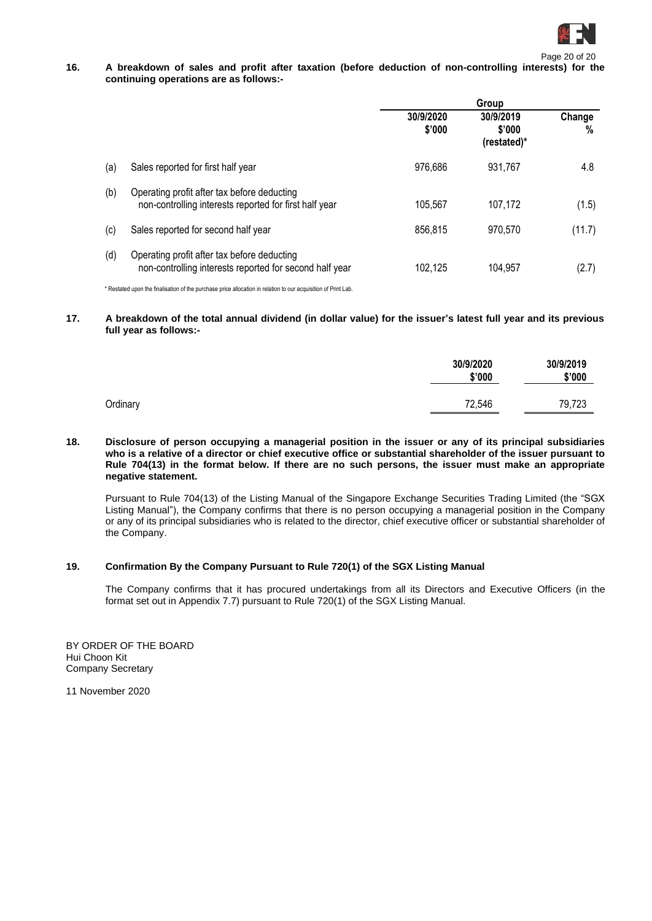**16. A breakdown of sales and profit after taxation (before deduction of non-controlling interests) for the continuing operations are as follows:-**

| | | Group | | |
|---|---|---|---|---|
| | | 30/9/2020 $'000 | 30/9/2019 $'000 (restated)* | Change % |
| (a) | Sales reported for first half year | 976,686 | 931,767 | 4.8 |
| (b) | Operating profit after tax before deducting non-controlling interests reported for first half year | 105,567 | 107,172 | (1.5) |
| (c) | Sales reported for second half year | 856,815 | 970,570 | (11.7) |
| (d) | Operating profit after tax before deducting non-controlling interests reported for second half year | 102,125 | 104,957 | (2.7) |

\* Restated upon the finalisation of the purchase price allocation in relation to our acquisition of Print Lab.

**17. A breakdown of the total annual dividend (in dollar value) for the issuer's latest full year and its previous full year as follows:-**

| | 30/9/2020 $'000 | 30/9/2019 $'000 |
|---|---|---|
| Ordinary | 72,546 | 79,723 |

**18. Disclosure of person occupying a managerial position in the issuer or any of its principal subsidiaries who is a relative of a director or chief executive office or substantial shareholder of the issuer pursuant to Rule 704(13) in the format below. If there are no such persons, the issuer must make an appropriate negative statement.**

Pursuant to Rule 704(13) of the Listing Manual of the Singapore Exchange Securities Trading Limited (the "SGX Listing Manual"), the Company confirms that there is no person occupying a managerial position in the Company or any of its principal subsidiaries who is related to the director, chief executive officer or substantial shareholder of the Company.

**19. Confirmation By the Company Pursuant to Rule 720(1) of the SGX Listing Manual**

The Company confirms that it has procured undertakings from all its Directors and Executive Officers (in the format set out in Appendix 7.7) pursuant to Rule 720(1) of the SGX Listing Manual.

BY ORDER OF THE BOARD
Hui Choon Kit
Company Secretary

11 November 2020